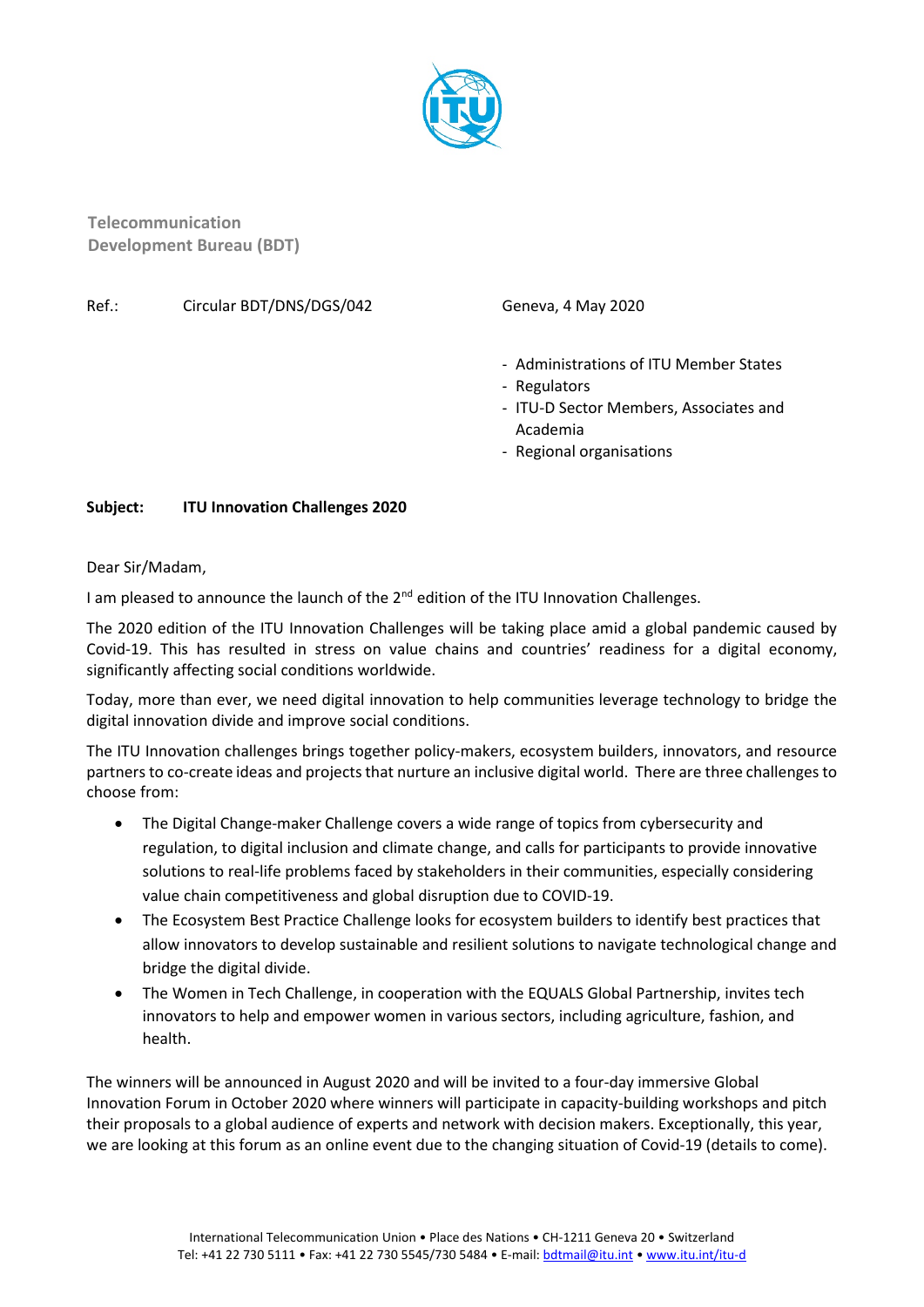Telecommunication
Development Bureau (BDT)

Ref.: Circular BDT/DNS/DGS/042

Geneva, 4 May 2020

- Administrations of ITU Member States
- Regulators
- ITU-D Sector Members, Associates and Academia
- Regional organisations

**Subject: ITU Innovation Challenges 2020**

Dear Sir/Madam,

I am pleased to announce the launch of the 2nd edition of the ITU Innovation Challenges.

The 2020 edition of the ITU Innovation Challenges will be taking place amid a global pandemic caused by Covid-19. This has resulted in stress on value chains and countries' readiness for a digital economy, significantly affecting social conditions worldwide.

Today, more than ever, we need digital innovation to help communities leverage technology to bridge the digital innovation divide and improve social conditions.

The ITU Innovation challenges brings together policy-makers, ecosystem builders, innovators, and resource partners to co-create ideas and projects that nurture an inclusive digital world. There are three challenges to choose from:

- The Digital Change-maker Challenge covers a wide range of topics from cybersecurity and regulation, to digital inclusion and climate change, and calls for participants to provide innovative solutions to real-life problems faced by stakeholders in their communities, especially considering value chain competitiveness and global disruption due to COVID-19.
- The Ecosystem Best Practice Challenge looks for ecosystem builders to identify best practices that allow innovators to develop sustainable and resilient solutions to navigate technological change and bridge the digital divide.
- The Women in Tech Challenge, in cooperation with the EQUALS Global Partnership, invites tech innovators to help and empower women in various sectors, including agriculture, fashion, and health.

The winners will be announced in August 2020 and will be invited to a four-day immersive Global Innovation Forum in October 2020 where winners will participate in capacity-building workshops and pitch their proposals to a global audience of experts and network with decision makers. Exceptionally, this year, we are looking at this forum as an online event due to the changing situation of Covid-19 (details to come).

International Telecommunication Union • Place des Nations • CH-1211 Geneva 20 • Switzerland
Tel: +41 22 730 5111 • Fax: +41 22 730 5545/730 5484 • E-mail: bdtmail@itu.int • www.itu.int/itu-d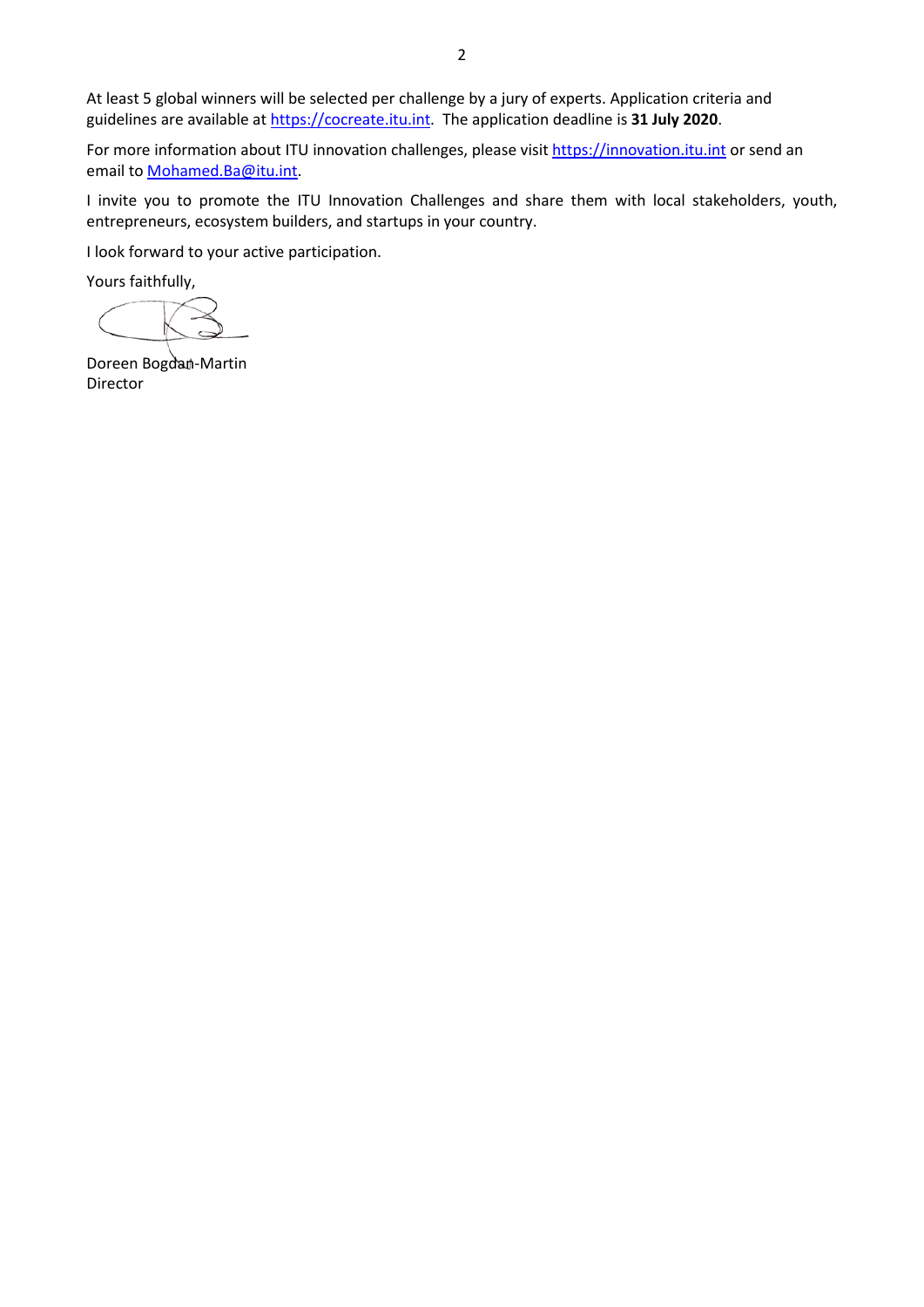At least 5 global winners will be selected per challenge by a jury of experts. Application criteria and guidelines are available at [https://cocreate.itu.int](https://cocreate.itu.int). The application deadline is **31 July 2020**.

For more information about ITU innovation challenges, please visit [https://innovation.itu.int](https://innovation.itu.int) or send an email to [Mohamed.Ba@itu.int](mailto:Mohamed.Ba@itu.int).

I invite you to promote the ITU Innovation Challenges and share them with local stakeholders, youth, entrepreneurs, ecosystem builders, and startups in your country.

I look forward to your active participation.

Yours faithfully,

Doreen Bogdan-Martin
Director